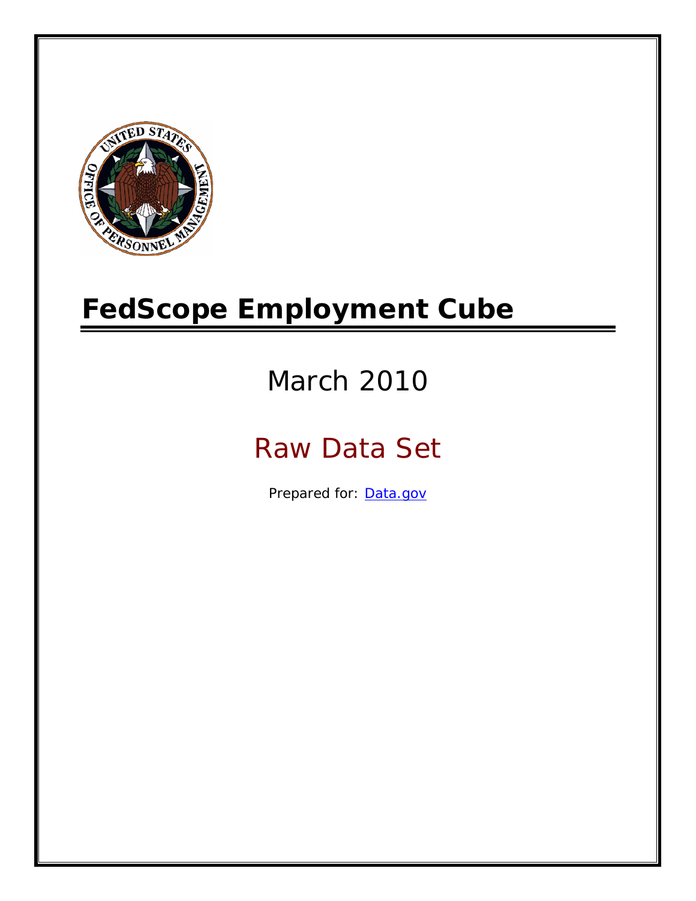# FedScope Employment Cube

March 2010

Raw Data Set

Prepared for: [Data.gov](Data.gov)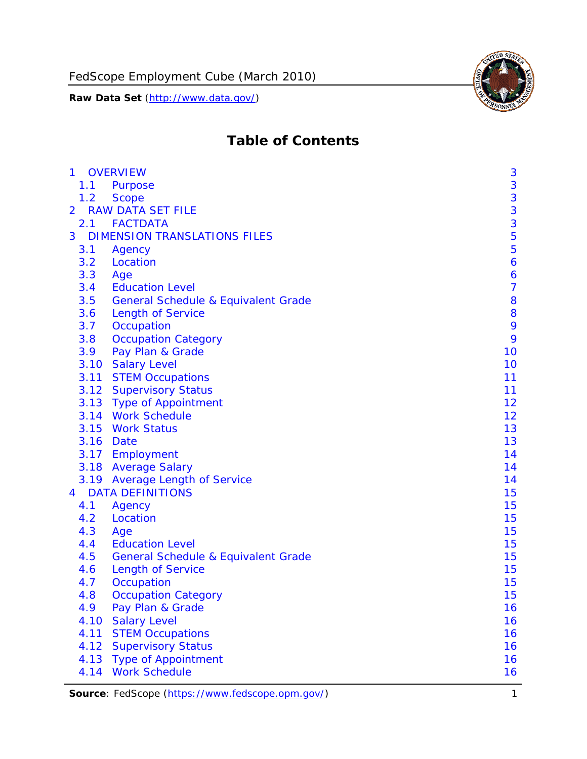# Table of Contents

| | | |
|---|---|---|
| 1 | OVERVIEW | 3 |
| 1.1 | Purpose | 3 |
| 1.2 | Scope | 3 |
| 2 | RAW DATA SET FILE | 3 |
| 2.1 | FACTDATA | 3 |
| 3 | DIMENSION TRANSLATIONS FILES | 5 |
| 3.1 | Agency | 5 |
| 3.2 | Location | 6 |
| 3.3 | Age | 6 |
| 3.4 | Education Level | 7 |
| 3.5 | General Schedule & Equivalent Grade | 8 |
| 3.6 | Length of Service | 8 |
| 3.7 | Occupation | 9 |
| 3.8 | Occupation Category | 9 |
| 3.9 | Pay Plan & Grade | 10 |
| 3.10 | Salary Level | 10 |
| 3.11 | STEM Occupations | 11 |
| 3.12 | Supervisory Status | 11 |
| 3.13 | Type of Appointment | 12 |
| 3.14 | Work Schedule | 12 |
| 3.15 | Work Status | 13 |
| 3.16 | Date | 13 |
| 3.17 | Employment | 14 |
| 3.18 | Average Salary | 14 |
| 3.19 | Average Length of Service | 14 |
| 4 | DATA DEFINITIONS | 15 |
| 4.1 | Agency | 15 |
| 4.2 | Location | 15 |
| 4.3 | Age | 15 |
| 4.4 | Education Level | 15 |
| 4.5 | General Schedule & Equivalent Grade | 15 |
| 4.6 | Length of Service | 15 |
| 4.7 | Occupation | 15 |
| 4.8 | Occupation Category | 15 |
| 4.9 | Pay Plan & Grade | 16 |
| 4.10 | Salary Level | 16 |
| 4.11 | STEM Occupations | 16 |
| 4.12 | Supervisory Status | 16 |
| 4.13 | Type of Appointment | 16 |
| 4.14 | Work Schedule | 16 |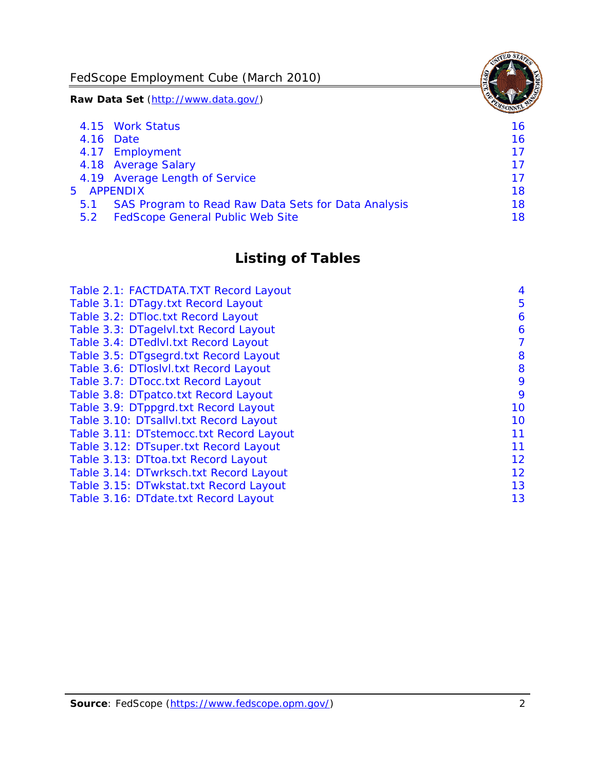4.15 Work Status 16
4.16 Date 16
4.17 Employment 17
4.18 Average Salary 17
4.19 Average Length of Service 17
5 APPENDIX 18
5.1 SAS Program to Read Raw Data Sets for Data Analysis 18
5.2 FedScope General Public Web Site 18

## Listing of Tables

Table 2.1: FACTDATA.TXT Record Layout 4
Table 3.1: DTagy.txt Record Layout 5
Table 3.2: DTloc.txt Record Layout 6
Table 3.3: DTagelvl.txt Record Layout 6
Table 3.4: DTedlvl.txt Record Layout 7
Table 3.5: DTgsegrd.txt Record Layout 8
Table 3.6: DTloslvl.txt Record Layout 8
Table 3.7: DTocc.txt Record Layout 9
Table 3.8: DTpatco.txt Record Layout 9
Table 3.9: DTppgrd.txt Record Layout 10
Table 3.10: DTsallvl.txt Record Layout 10
Table 3.11: DTstemocc.txt Record Layout 11
Table 3.12: DTsuper.txt Record Layout 11
Table 3.13: DTtoa.txt Record Layout 12
Table 3.14: DTwrksch.txt Record Layout 12
Table 3.15: DTwkstat.txt Record Layout 13
Table 3.16: DTdate.txt Record Layout 13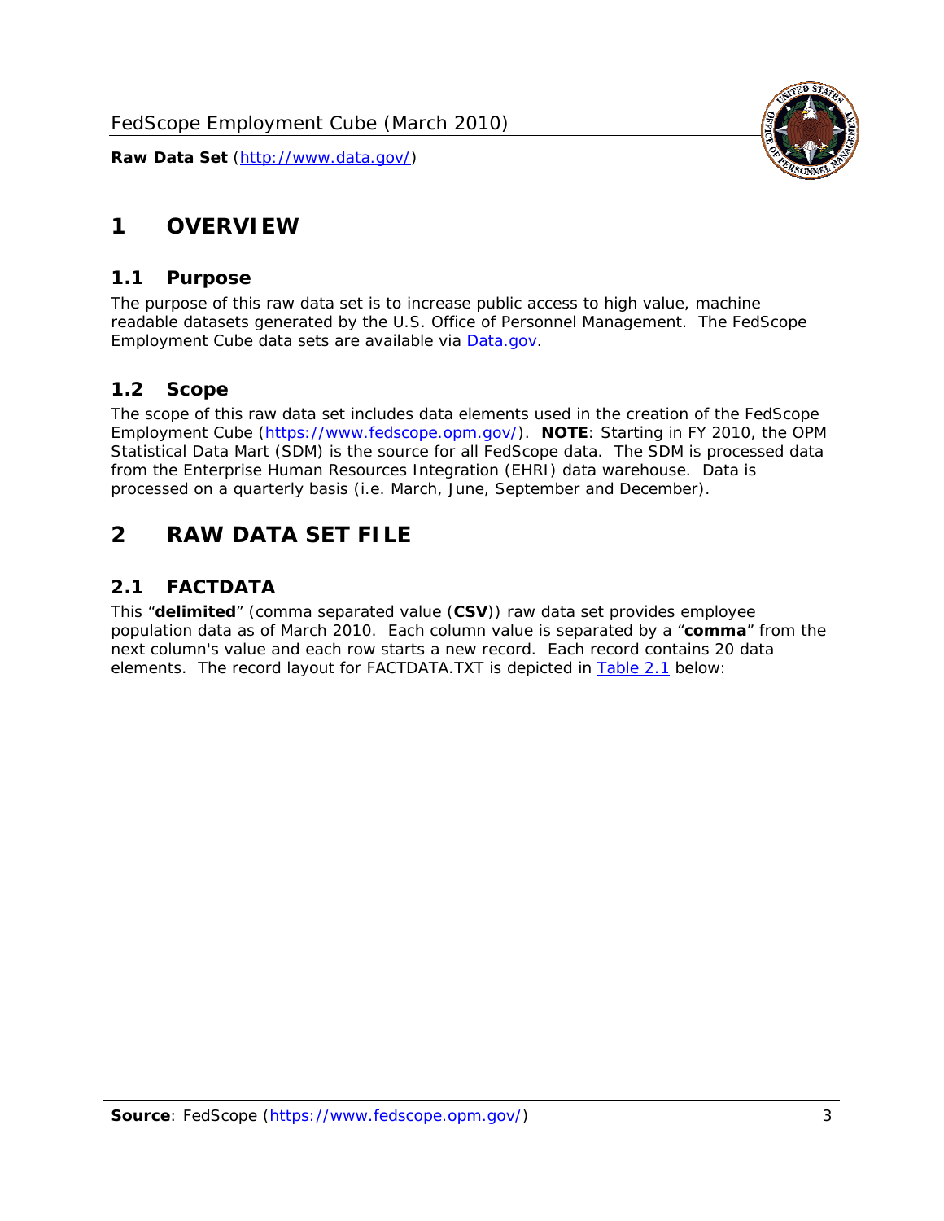# 1 OVERVIEW

## 1.1 Purpose

The purpose of this raw data set is to increase public access to high value, machine readable datasets generated by the U.S. Office of Personnel Management. The FedScope Employment Cube data sets are available via [Data.gov](http://www.data.gov/).

## 1.2 Scope

The scope of this raw data set includes data elements used in the creation of the FedScope Employment Cube ([https://www.fedscope.opm.gov/](https://www.fedscope.opm.gov/)). **NOTE**: Starting in FY 2010, the OPM Statistical Data Mart (SDM) is the source for all FedScope data. The SDM is processed data from the Enterprise Human Resources Integration (EHRI) data warehouse. Data is processed on a quarterly basis (i.e. March, June, September and December).

# 2 RAW DATA SET FILE

## 2.1 FACTDATA

This "**delimited**" (comma separated value (**CSV**)) raw data set provides employee population data as of March 2010. Each column value is separated by a "**comma**" from the next column's value and each row starts a new record. Each record contains 20 data elements. The record layout for FACTDATA.TXT is depicted in Table 2.1 below: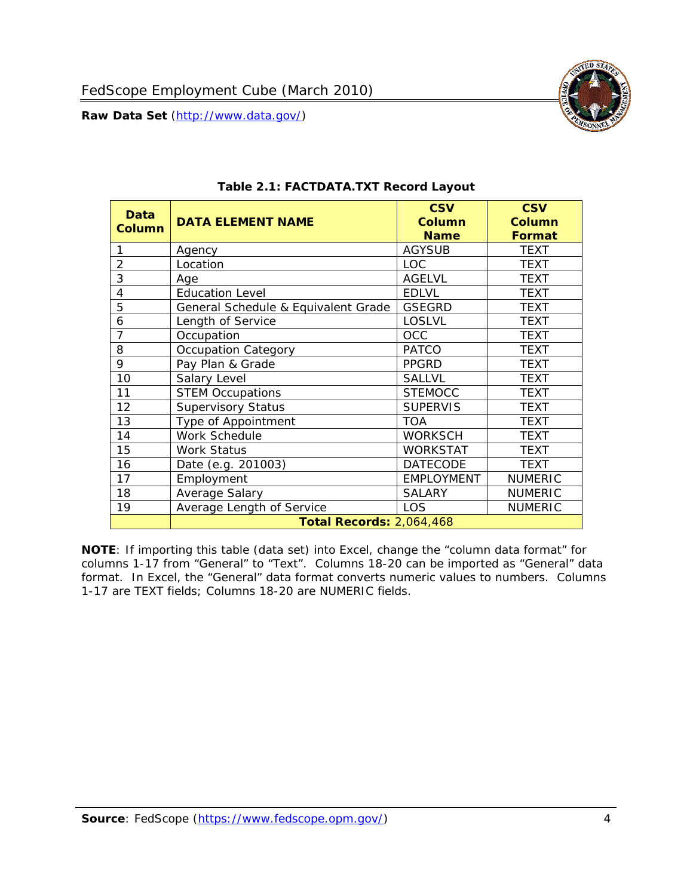**Table 2.1: FACTDATA.TXT Record Layout**

| Data Column | DATA ELEMENT NAME | CSV Column Name | CSV Column Format |
|---|---|---|---|
| 1 | Agency | AGYSUB | TEXT |
| 2 | Location | LOC | TEXT |
| 3 | Age | AGELVL | TEXT |
| 4 | Education Level | EDLVL | TEXT |
| 5 | General Schedule & Equivalent Grade | GSEGRD | TEXT |
| 6 | Length of Service | LOSLVL | TEXT |
| 7 | Occupation | OCC | TEXT |
| 8 | Occupation Category | PATCO | TEXT |
| 9 | Pay Plan & Grade | PPGRD | TEXT |
| 10 | Salary Level | SALLVL | TEXT |
| 11 | STEM Occupations | STEMOCC | TEXT |
| 12 | Supervisory Status | SUPERVIS | TEXT |
| 13 | Type of Appointment | TOA | TEXT |
| 14 | Work Schedule | WORKSCH | TEXT |
| 15 | Work Status | WORKSTAT | TEXT |
| 16 | Date (e.g. 201003) | DATECODE | TEXT |
| 17 | Employment | EMPLOYMENT | NUMERIC |
| 18 | Average Salary | SALARY | NUMERIC |
| 19 | Average Length of Service | LOS | NUMERIC |
| | **Total Records:** 2,064,468 | | |

**NOTE**: If importing this table (data set) into Excel, change the "column data format" for columns 1-17 from "General" to "Text". Columns 18-20 can be imported as "General" data format. In Excel, the "General" data format converts numeric values to numbers. Columns 1-17 are TEXT fields; Columns 18-20 are NUMERIC fields.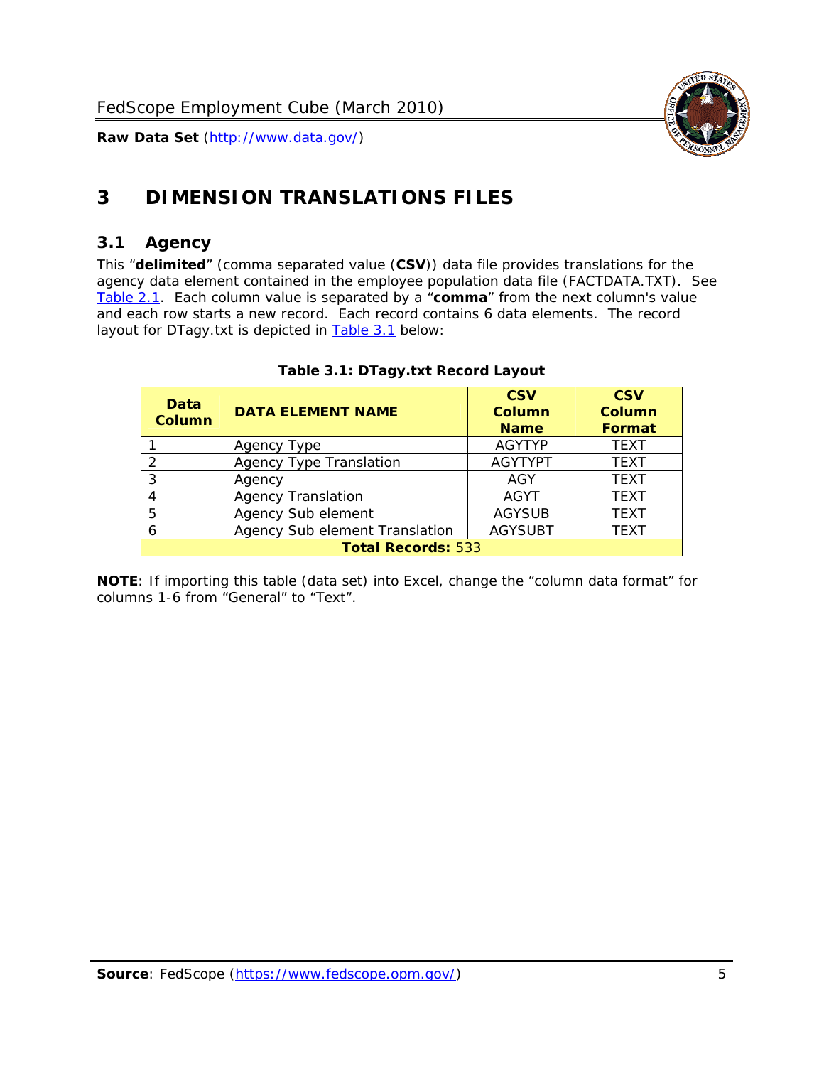# 3 DIMENSION TRANSLATIONS FILES

## 3.1 Agency

This "**delimited**" (comma separated value (**CSV**)) data file provides translations for the agency data element contained in the employee population data file (FACTDATA.TXT). See Table 2.1. Each column value is separated by a "**comma**" from the next column's value and each row starts a new record. Each record contains 6 data elements. The record layout for DTagy.txt is depicted in Table 3.1 below:

**Table 3.1: DTagy.txt Record Layout**

| Data Column | DATA ELEMENT NAME | CSV Column Name | CSV Column Format |
|---|---|---|---|
| 1 | Agency Type | AGYTYP | TEXT |
| 2 | Agency Type Translation | AGYTYPT | TEXT |
| 3 | Agency | AGY | TEXT |
| 4 | Agency Translation | AGYT | TEXT |
| 5 | Agency Sub element | AGYSUB | TEXT |
| 6 | Agency Sub element Translation | AGYSUBT | TEXT |
| **Total Records:** 533 | | | |

**NOTE**: If importing this table (data set) into Excel, change the "column data format" for columns 1-6 from "General" to "Text".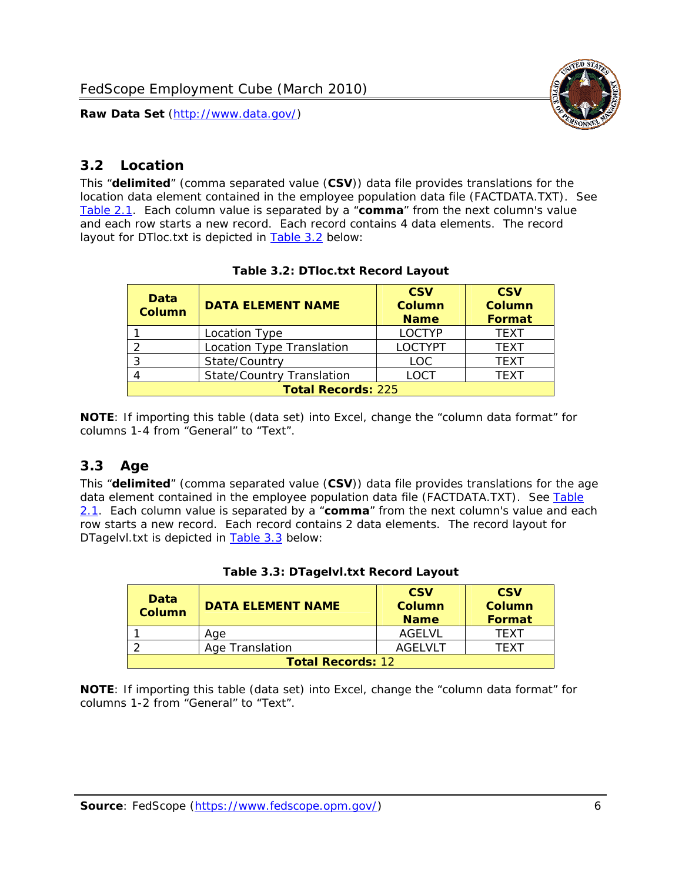## 3.2 Location

This "**delimited**" (comma separated value (**CSV**)) data file provides translations for the location data element contained in the employee population data file (FACTDATA.TXT). See Table 2.1. Each column value is separated by a "**comma**" from the next column's value and each row starts a new record. Each record contains 4 data elements. The record layout for DTloc.txt is depicted in Table 3.2 below:

**Table 3.2: DTloc.txt Record Layout**

| Data Column | DATA ELEMENT NAME | CSV Column Name | CSV Column Format |
|---|---|---|---|
| 1 | Location Type | LOCTYP | TEXT |
| 2 | Location Type Translation | LOCTYPT | TEXT |
| 3 | State/Country | LOC | TEXT |
| 4 | State/Country Translation | LOCT | TEXT |
| **Total Records:** 225 | | | |

**NOTE**: If importing this table (data set) into Excel, change the "column data format" for columns 1-4 from "General" to "Text".

## 3.3 Age

This "**delimited**" (comma separated value (**CSV**)) data file provides translations for the age data element contained in the employee population data file (FACTDATA.TXT). See Table 2.1. Each column value is separated by a "**comma**" from the next column's value and each row starts a new record. Each record contains 2 data elements. The record layout for DTagelvl.txt is depicted in Table 3.3 below:

**Table 3.3: DTagelvl.txt Record Layout**

| Data Column | DATA ELEMENT NAME | CSV Column Name | CSV Column Format |
|---|---|---|---|
| 1 | Age | AGELVL | TEXT |
| 2 | Age Translation | AGELVLT | TEXT |
| **Total Records:** 12 | | | |

**NOTE**: If importing this table (data set) into Excel, change the "column data format" for columns 1-2 from "General" to "Text".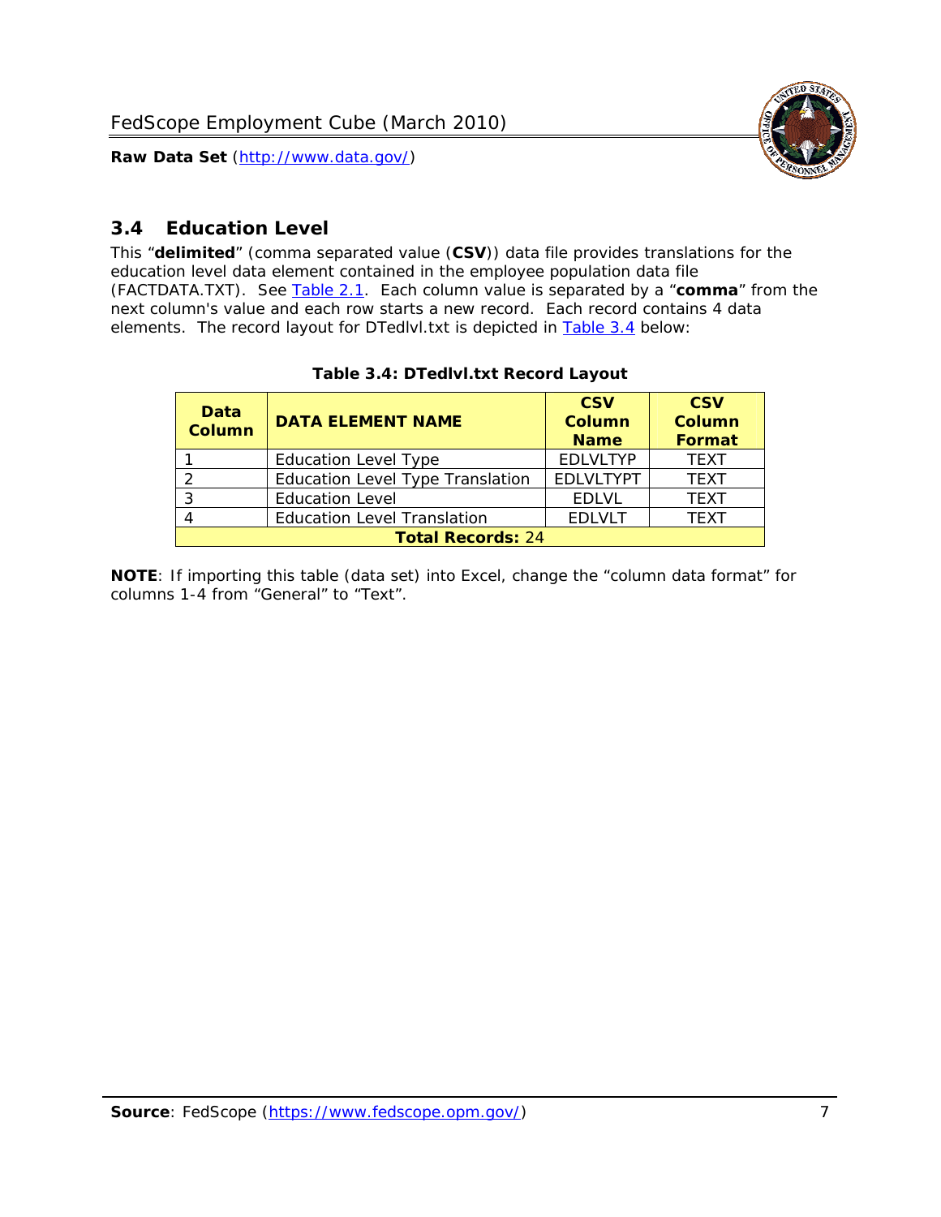## 3.4 Education Level

This "**delimited**" (comma separated value (**CSV**)) data file provides translations for the education level data element contained in the employee population data file (FACTDATA.TXT). See Table 2.1. Each column value is separated by a "**comma**" from the next column's value and each row starts a new record. Each record contains 4 data elements. The record layout for DTedlvl.txt is depicted in Table 3.4 below:

**Table 3.4: DTedlvl.txt Record Layout**

| Data Column | DATA ELEMENT NAME | CSV Column Name | CSV Column Format |
|---|---|---|---|
| 1 | Education Level Type | EDLVLTYP | TEXT |
| 2 | Education Level Type Translation | EDLVLTYPT | TEXT |
| 3 | Education Level | EDLVL | TEXT |
| 4 | Education Level Translation | EDLVLT | TEXT |
| **Total Records:** 24 | | | |

**NOTE**: If importing this table (data set) into Excel, change the "column data format" for columns 1-4 from "General" to "Text".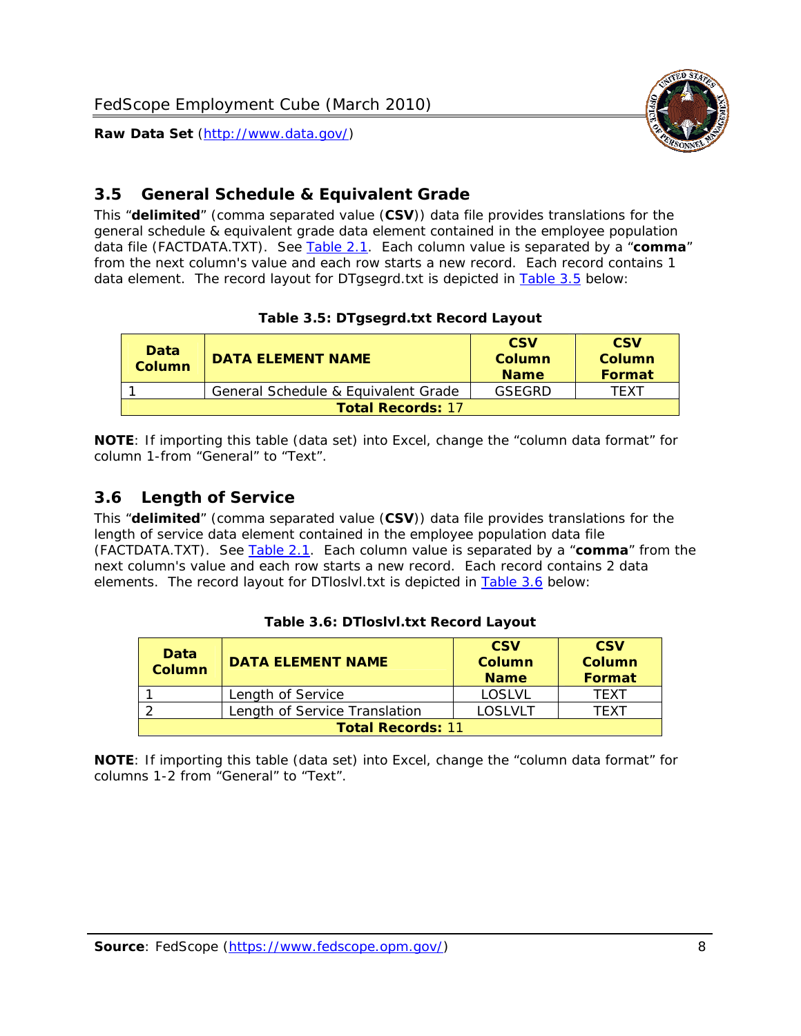## 3.5 General Schedule & Equivalent Grade

This "**delimited**" (comma separated value (**CSV**)) data file provides translations for the general schedule & equivalent grade data element contained in the employee population data file (FACTDATA.TXT). See Table 2.1. Each column value is separated by a "**comma**" from the next column's value and each row starts a new record. Each record contains 1 data element. The record layout for DTgsegrd.txt is depicted in Table 3.5 below:

**Table 3.5: DTgsegrd.txt Record Layout**

| Data Column | DATA ELEMENT NAME | CSV Column Name | CSV Column Format |
|---|---|---|---|
| 1 | General Schedule & Equivalent Grade | GSEGRD | TEXT |
| **Total Records:** 17 | | | |

**NOTE**: If importing this table (data set) into Excel, change the "column data format" for column 1-from "General" to "Text".

## 3.6 Length of Service

This "**delimited**" (comma separated value (**CSV**)) data file provides translations for the length of service data element contained in the employee population data file (FACTDATA.TXT). See Table 2.1. Each column value is separated by a "**comma**" from the next column's value and each row starts a new record. Each record contains 2 data elements. The record layout for DTloslvl.txt is depicted in Table 3.6 below:

**Table 3.6: DTloslvl.txt Record Layout**

| Data Column | DATA ELEMENT NAME | CSV Column Name | CSV Column Format |
|---|---|---|---|
| 1 | Length of Service | LOSLVL | TEXT |
| 2 | Length of Service Translation | LOSLVLT | TEXT |
| **Total Records:** 11 | | | |

**NOTE**: If importing this table (data set) into Excel, change the "column data format" for columns 1-2 from "General" to "Text".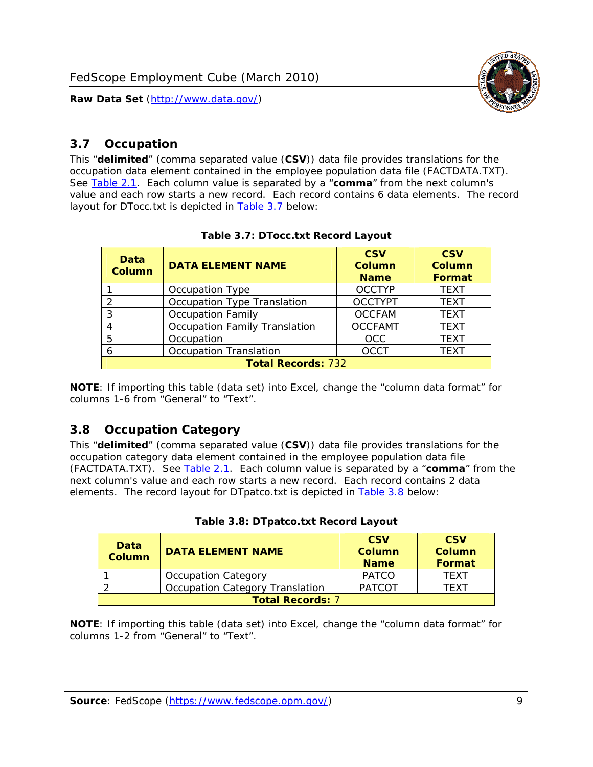## 3.7 Occupation

This "**delimited**" (comma separated value (**CSV**)) data file provides translations for the occupation data element contained in the employee population data file (FACTDATA.TXT). See Table 2.1. Each column value is separated by a "**comma**" from the next column's value and each row starts a new record. Each record contains 6 data elements. The record layout for DTocc.txt is depicted in Table 3.7 below:

**Table 3.7: DTocc.txt Record Layout**

| Data Column | DATA ELEMENT NAME | CSV Column Name | CSV Column Format |
|---|---|---|---|
| 1 | Occupation Type | OCCTYP | TEXT |
| 2 | Occupation Type Translation | OCCTYPT | TEXT |
| 3 | Occupation Family | OCCFAM | TEXT |
| 4 | Occupation Family Translation | OCCFAMT | TEXT |
| 5 | Occupation | OCC | TEXT |
| 6 | Occupation Translation | OCCT | TEXT |
| **Total Records:** 732 | | | |

**NOTE**: If importing this table (data set) into Excel, change the "column data format" for columns 1-6 from "General" to "Text".

## 3.8 Occupation Category

This "**delimited**" (comma separated value (**CSV**)) data file provides translations for the occupation category data element contained in the employee population data file (FACTDATA.TXT). See Table 2.1. Each column value is separated by a "**comma**" from the next column's value and each row starts a new record. Each record contains 2 data elements. The record layout for DTpatco.txt is depicted in Table 3.8 below:

**Table 3.8: DTpatco.txt Record Layout**

| Data Column | DATA ELEMENT NAME | CSV Column Name | CSV Column Format |
|---|---|---|---|
| 1 | Occupation Category | PATCO | TEXT |
| 2 | Occupation Category Translation | PATCOT | TEXT |
| **Total Records:** 7 | | | |

**NOTE**: If importing this table (data set) into Excel, change the "column data format" for columns 1-2 from "General" to "Text".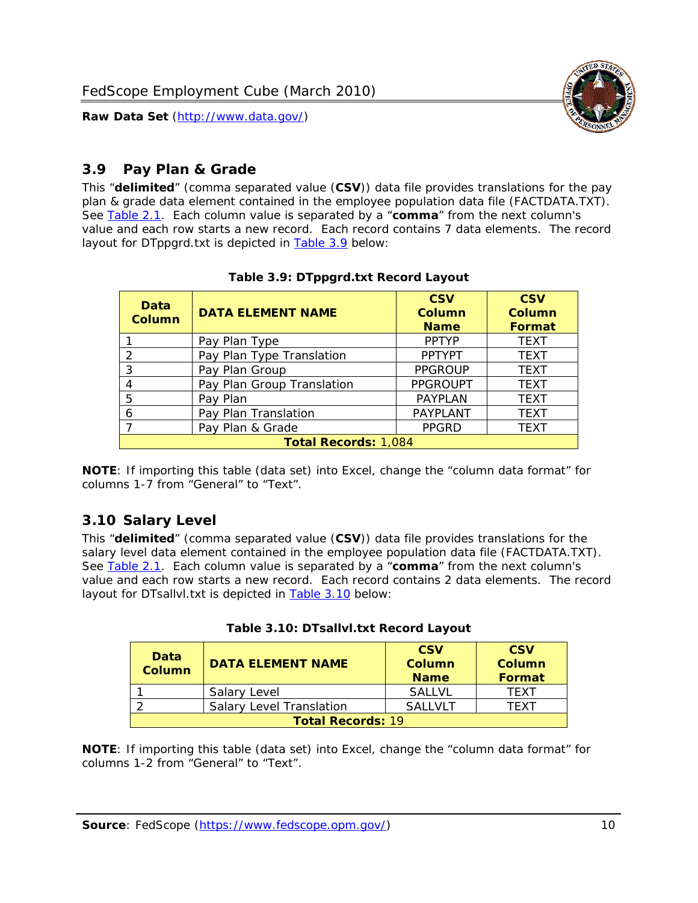## 3.9 Pay Plan & Grade

This "**delimited**" (comma separated value (**CSV**)) data file provides translations for the pay plan & grade data element contained in the employee population data file (FACTDATA.TXT). See Table 2.1. Each column value is separated by a "**comma**" from the next column's value and each row starts a new record. Each record contains 7 data elements. The record layout for DTppgrd.txt is depicted in Table 3.9 below:

**Table 3.9: DTppgrd.txt Record Layout**

| Data Column | DATA ELEMENT NAME | CSV Column Name | CSV Column Format |
|---|---|---|---|
| 1 | Pay Plan Type | PPTYP | TEXT |
| 2 | Pay Plan Type Translation | PPTYPT | TEXT |
| 3 | Pay Plan Group | PPGROUP | TEXT |
| 4 | Pay Plan Group Translation | PPGROUPT | TEXT |
| 5 | Pay Plan | PAYPLAN | TEXT |
| 6 | Pay Plan Translation | PAYPLANT | TEXT |
| 7 | Pay Plan & Grade | PPGRD | TEXT |
| **Total Records:** 1,084 | | | |

**NOTE**: If importing this table (data set) into Excel, change the "column data format" for columns 1-7 from "General" to "Text".

## 3.10 Salary Level

This "**delimited**" (comma separated value (**CSV**)) data file provides translations for the salary level data element contained in the employee population data file (FACTDATA.TXT). See Table 2.1. Each column value is separated by a "**comma**" from the next column's value and each row starts a new record. Each record contains 2 data elements. The record layout for DTsallvl.txt is depicted in Table 3.10 below:

**Table 3.10: DTsallvl.txt Record Layout**

| Data Column | DATA ELEMENT NAME | CSV Column Name | CSV Column Format |
|---|---|---|---|
| 1 | Salary Level | SALLVL | TEXT |
| 2 | Salary Level Translation | SALLVLT | TEXT |
| **Total Records:** 19 | | | |

**NOTE**: If importing this table (data set) into Excel, change the "column data format" for columns 1-2 from "General" to "Text".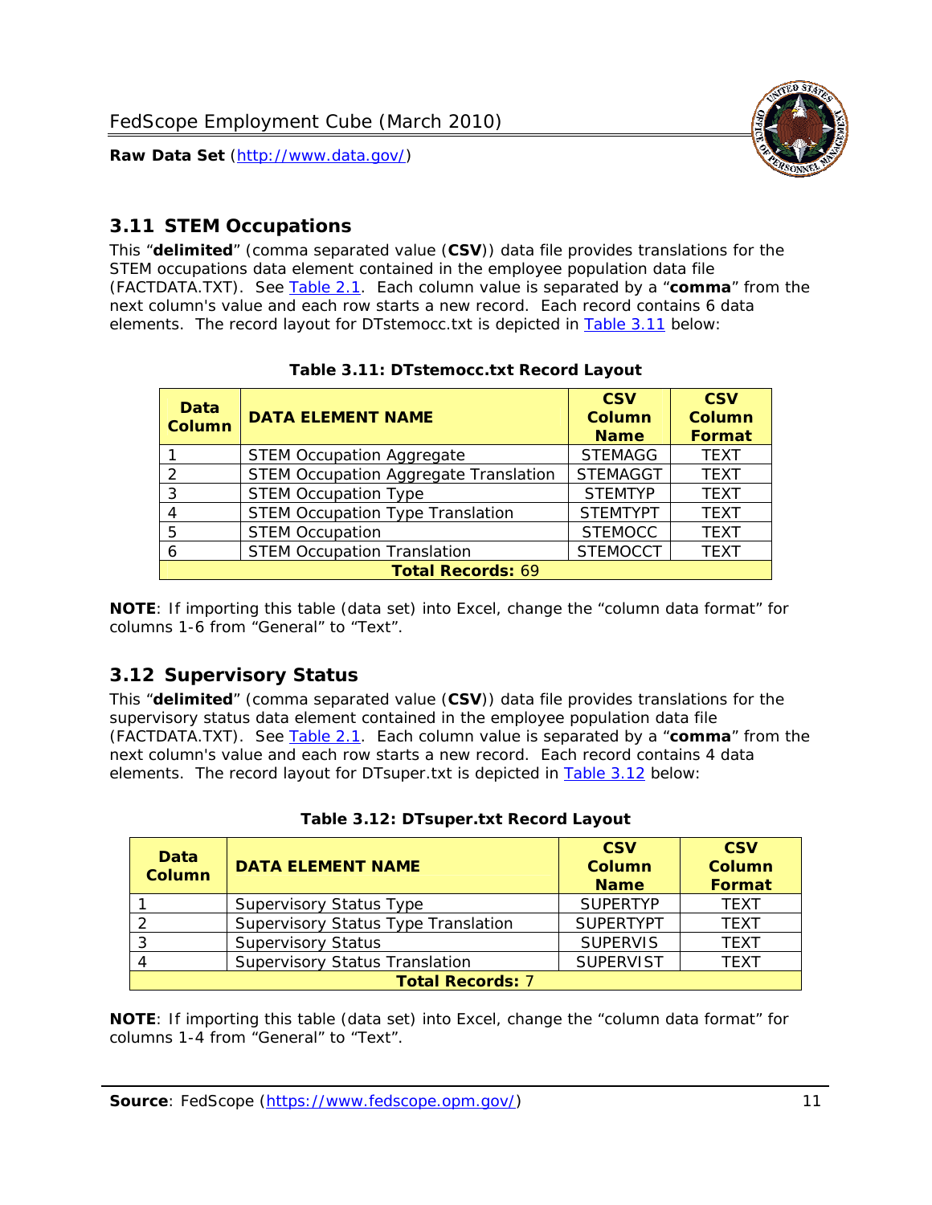## 3.11 STEM Occupations

This "**delimited**" (comma separated value (**CSV**)) data file provides translations for the STEM occupations data element contained in the employee population data file (FACTDATA.TXT). See Table 2.1. Each column value is separated by a "**comma**" from the next column's value and each row starts a new record. Each record contains 6 data elements. The record layout for DTstemocc.txt is depicted in Table 3.11 below:

**Table 3.11: DTstemocc.txt Record Layout**

| Data Column | DATA ELEMENT NAME | CSV Column Name | CSV Column Format |
|---|---|---|---|
| 1 | STEM Occupation Aggregate | STEMAGG | TEXT |
| 2 | STEM Occupation Aggregate Translation | STEMAGGT | TEXT |
| 3 | STEM Occupation Type | STEMTYP | TEXT |
| 4 | STEM Occupation Type Translation | STEMTYPT | TEXT |
| 5 | STEM Occupation | STEMOCC | TEXT |
| 6 | STEM Occupation Translation | STEMOCCT | TEXT |
| **Total Records: 69** | | | |

**NOTE**: If importing this table (data set) into Excel, change the "column data format" for columns 1-6 from "General" to "Text".

## 3.12 Supervisory Status

This "**delimited**" (comma separated value (**CSV**)) data file provides translations for the supervisory status data element contained in the employee population data file (FACTDATA.TXT). See Table 2.1. Each column value is separated by a "**comma**" from the next column's value and each row starts a new record. Each record contains 4 data elements. The record layout for DTsuper.txt is depicted in Table 3.12 below:

**Table 3.12: DTsuper.txt Record Layout**

| Data Column | DATA ELEMENT NAME | CSV Column Name | CSV Column Format |
|---|---|---|---|
| 1 | Supervisory Status Type | SUPERTYP | TEXT |
| 2 | Supervisory Status Type Translation | SUPERTYPT | TEXT |
| 3 | Supervisory Status | SUPERVIS | TEXT |
| 4 | Supervisory Status Translation | SUPERVIST | TEXT |
| **Total Records: 7** | | | |

**NOTE**: If importing this table (data set) into Excel, change the "column data format" for columns 1-4 from "General" to "Text".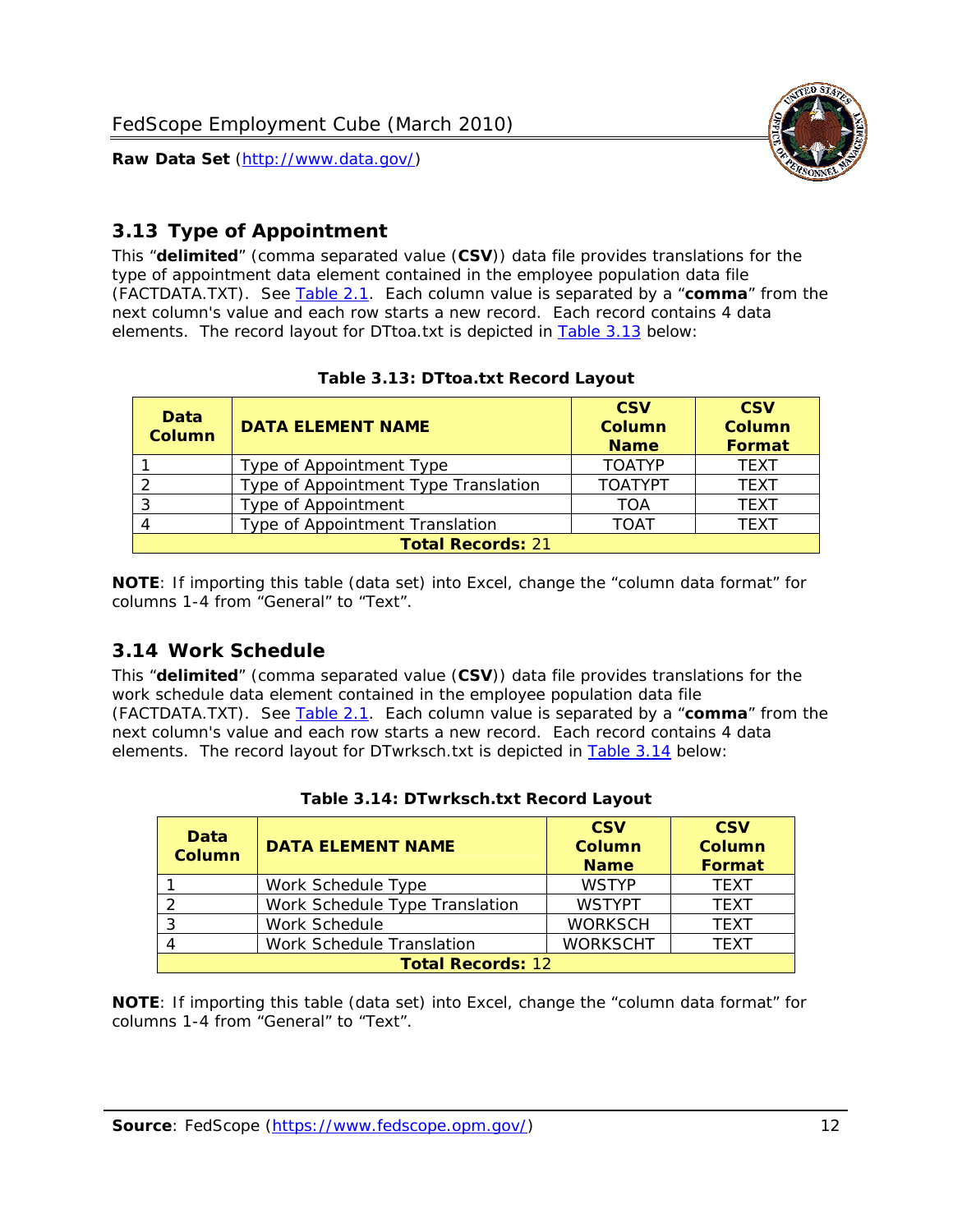## 3.13 Type of Appointment

This "**delimited**" (comma separated value (**CSV**)) data file provides translations for the type of appointment data element contained in the employee population data file (FACTDATA.TXT). See Table 2.1. Each column value is separated by a "**comma**" from the next column's value and each row starts a new record. Each record contains 4 data elements. The record layout for DTtoa.txt is depicted in Table 3.13 below:

**Table 3.13: DTtoa.txt Record Layout**

| Data Column | DATA ELEMENT NAME | CSV Column Name | CSV Column Format |
|---|---|---|---|
| 1 | Type of Appointment Type | TOATYP | TEXT |
| 2 | Type of Appointment Type Translation | TOATYPT | TEXT |
| 3 | Type of Appointment | TOA | TEXT |
| 4 | Type of Appointment Translation | TOAT | TEXT |
| **Total Records: 21** | | | |

**NOTE**: If importing this table (data set) into Excel, change the "column data format" for columns 1-4 from "General" to "Text".

## 3.14 Work Schedule

This "**delimited**" (comma separated value (**CSV**)) data file provides translations for the work schedule data element contained in the employee population data file (FACTDATA.TXT). See Table 2.1. Each column value is separated by a "**comma**" from the next column's value and each row starts a new record. Each record contains 4 data elements. The record layout for DTwrksch.txt is depicted in Table 3.14 below:

**Table 3.14: DTwrksch.txt Record Layout**

| Data Column | DATA ELEMENT NAME | CSV Column Name | CSV Column Format |
|---|---|---|---|
| 1 | Work Schedule Type | WSTYP | TEXT |
| 2 | Work Schedule Type Translation | WSTYPT | TEXT |
| 3 | Work Schedule | WORKSCH | TEXT |
| 4 | Work Schedule Translation | WORKSCHT | TEXT |
| **Total Records: 12** | | | |

**NOTE**: If importing this table (data set) into Excel, change the "column data format" for columns 1-4 from "General" to "Text".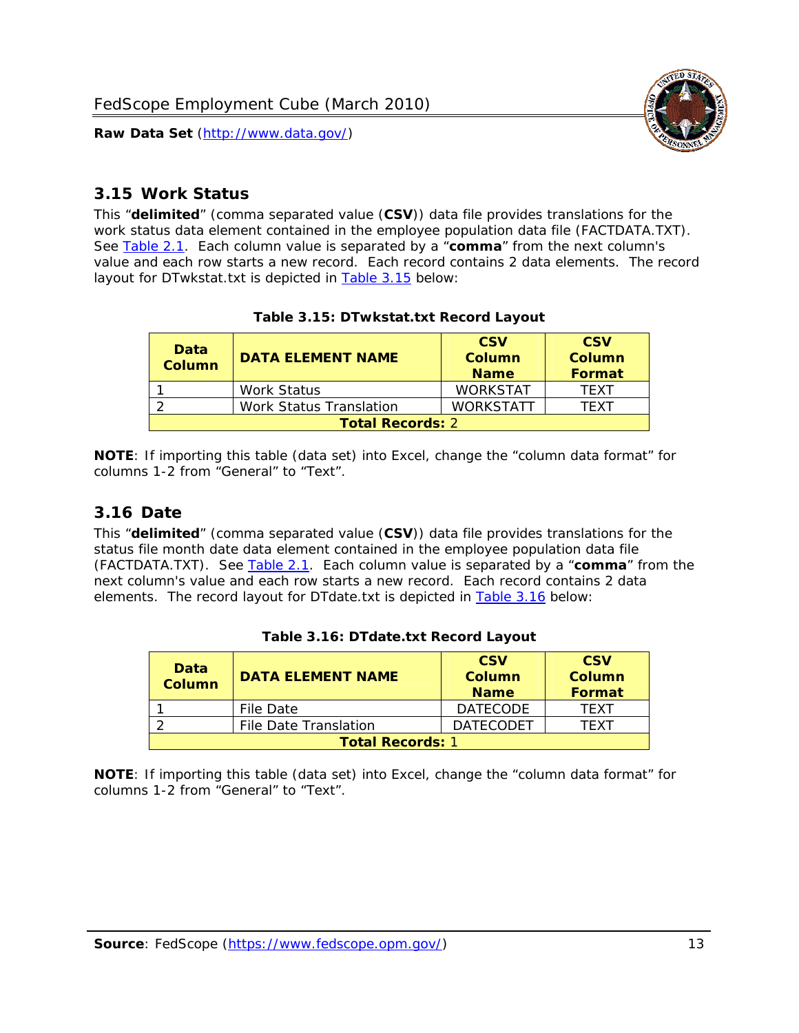## 3.15 Work Status

This "**delimited**" (comma separated value (**CSV**)) data file provides translations for the work status data element contained in the employee population data file (FACTDATA.TXT). See Table 2.1. Each column value is separated by a "**comma**" from the next column's value and each row starts a new record. Each record contains 2 data elements. The record layout for DTwkstat.txt is depicted in Table 3.15 below:

**Table 3.15: DTwkstat.txt Record Layout**

| Data Column | DATA ELEMENT NAME | CSV Column Name | CSV Column Format |
|---|---|---|---|
| 1 | Work Status | WORKSTAT | TEXT |
| 2 | Work Status Translation | WORKSTATT | TEXT |
| **Total Records:** 2 | | | |

**NOTE**: If importing this table (data set) into Excel, change the "column data format" for columns 1-2 from "General" to "Text".

## 3.16 Date

This "**delimited**" (comma separated value (**CSV**)) data file provides translations for the status file month date data element contained in the employee population data file (FACTDATA.TXT). See Table 2.1. Each column value is separated by a "**comma**" from the next column's value and each row starts a new record. Each record contains 2 data elements. The record layout for DTdate.txt is depicted in Table 3.16 below:

**Table 3.16: DTdate.txt Record Layout**

| Data Column | DATA ELEMENT NAME | CSV Column Name | CSV Column Format |
|---|---|---|---|
| 1 | File Date | DATECODE | TEXT |
| 2 | File Date Translation | DATECODET | TEXT |
| **Total Records:** 1 | | | |

**NOTE**: If importing this table (data set) into Excel, change the "column data format" for columns 1-2 from "General" to "Text".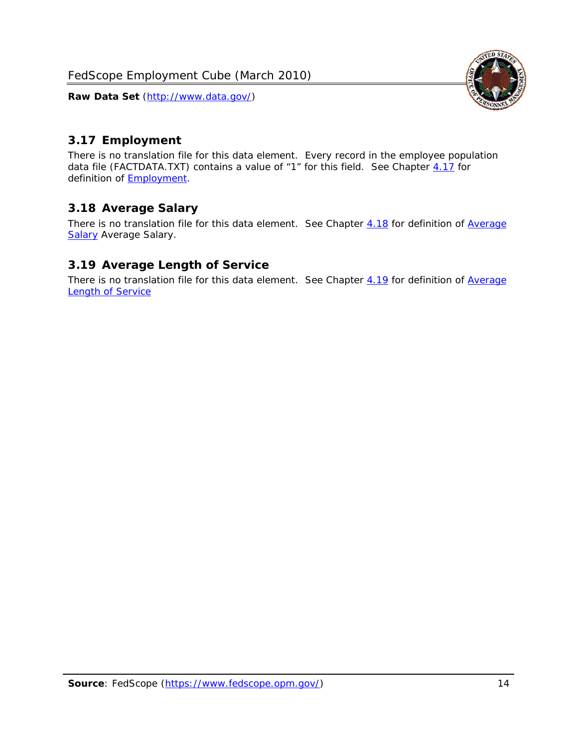## 3.17 Employment

There is no translation file for this data element. Every record in the employee population data file (FACTDATA.TXT) contains a value of "1" for this field. See Chapter 4.17 for definition of Employment.

## 3.18 Average Salary

There is no translation file for this data element. See Chapter 4.18 for definition of Average Salary Average Salary.

## 3.19 Average Length of Service

There is no translation file for this data element. See Chapter 4.19 for definition of Average Length of Service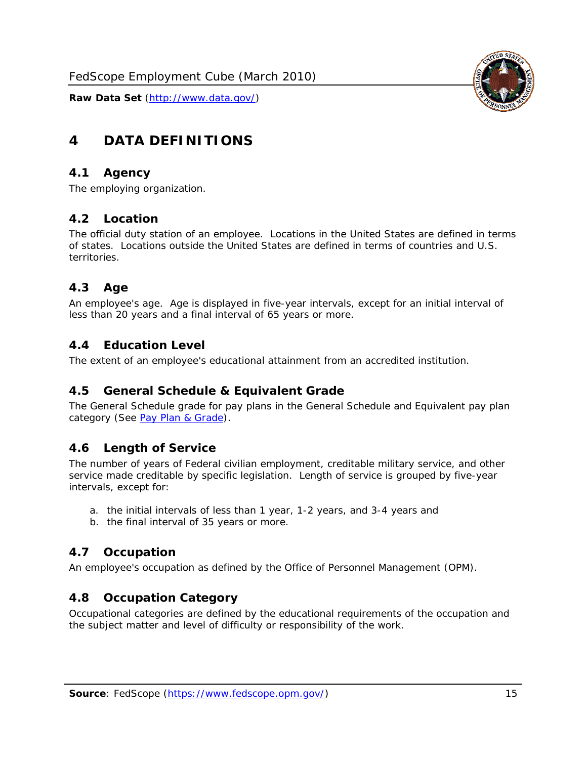# 4 DATA DEFINITIONS

## 4.1 Agency

The employing organization.

## 4.2 Location

The official duty station of an employee. Locations in the United States are defined in terms of states. Locations outside the United States are defined in terms of countries and U.S. territories.

## 4.3 Age

An employee's age. Age is displayed in five-year intervals, except for an initial interval of less than 20 years and a final interval of 65 years or more.

## 4.4 Education Level

The extent of an employee's educational attainment from an accredited institution.

## 4.5 General Schedule & Equivalent Grade

The General Schedule grade for pay plans in the General Schedule and Equivalent pay plan category (See Pay Plan & Grade).

## 4.6 Length of Service

The number of years of Federal civilian employment, creditable military service, and other service made creditable by specific legislation. Length of service is grouped by five-year intervals, except for:

a. the initial intervals of less than 1 year, 1-2 years, and 3-4 years and
b. the final interval of 35 years or more.

## 4.7 Occupation

An employee's occupation as defined by the Office of Personnel Management (OPM).

## 4.8 Occupation Category

Occupational categories are defined by the educational requirements of the occupation and the subject matter and level of difficulty or responsibility of the work.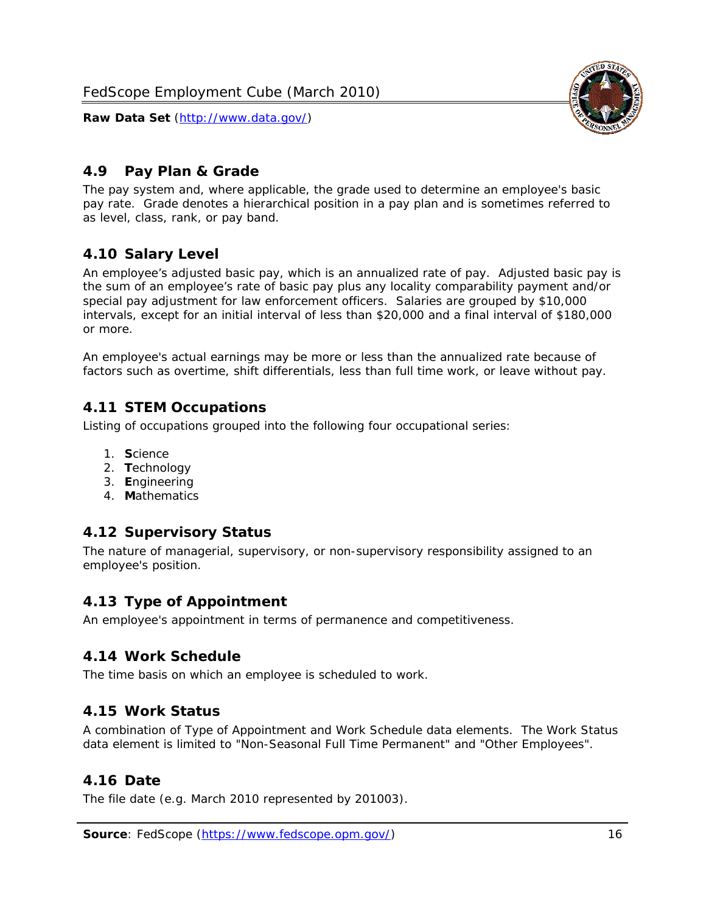## 4.9 Pay Plan & Grade

The pay system and, where applicable, the grade used to determine an employee's basic pay rate. Grade denotes a hierarchical position in a pay plan and is sometimes referred to as level, class, rank, or pay band.

## 4.10 Salary Level

An employee's adjusted basic pay, which is an annualized rate of pay. Adjusted basic pay is the sum of an employee's rate of basic pay plus any locality comparability payment and/or special pay adjustment for law enforcement officers. Salaries are grouped by $10,000 intervals, except for an initial interval of less than $20,000 and a final interval of $180,000 or more.

An employee's actual earnings may be more or less than the annualized rate because of factors such as overtime, shift differentials, less than full time work, or leave without pay.

## 4.11 STEM Occupations

Listing of occupations grouped into the following four occupational series:

1. **S**cience
2. **T**echnology
3. **E**ngineering
4. **M**athematics

## 4.12 Supervisory Status

The nature of managerial, supervisory, or non-supervisory responsibility assigned to an employee's position.

## 4.13 Type of Appointment

An employee's appointment in terms of permanence and competitiveness.

## 4.14 Work Schedule

The time basis on which an employee is scheduled to work.

## 4.15 Work Status

A combination of Type of Appointment and Work Schedule data elements. The Work Status data element is limited to "Non-Seasonal Full Time Permanent" and "Other Employees".

## 4.16 Date

The file date (e.g. March 2010 represented by 201003).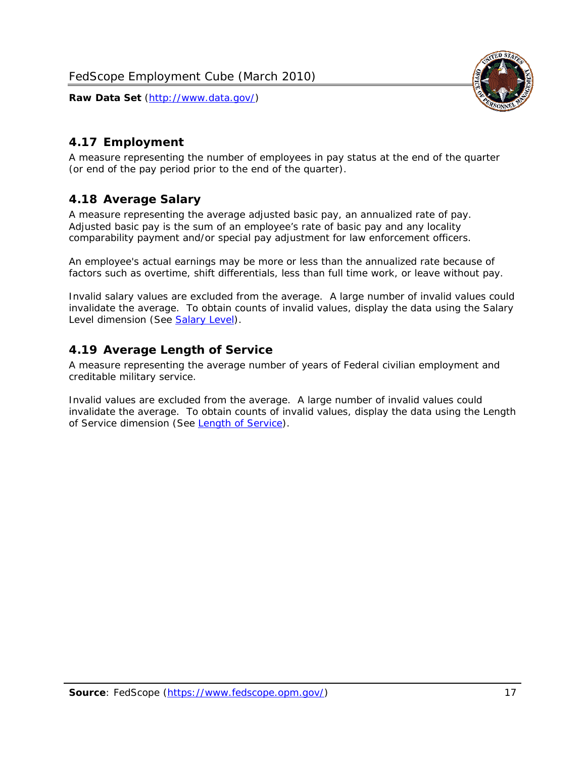## 4.17 Employment

A measure representing the number of employees in pay status at the end of the quarter (or end of the pay period prior to the end of the quarter).

## 4.18 Average Salary

A measure representing the average adjusted basic pay, an annualized rate of pay. Adjusted basic pay is the sum of an employee's rate of basic pay and any locality comparability payment and/or special pay adjustment for law enforcement officers.

An employee's actual earnings may be more or less than the annualized rate because of factors such as overtime, shift differentials, less than full time work, or leave without pay.

Invalid salary values are excluded from the average. A large number of invalid values could invalidate the average. To obtain counts of invalid values, display the data using the Salary Level dimension (See Salary Level).

## 4.19 Average Length of Service

A measure representing the average number of years of Federal civilian employment and creditable military service.

Invalid values are excluded from the average. A large number of invalid values could invalidate the average. To obtain counts of invalid values, display the data using the Length of Service dimension (See Length of Service).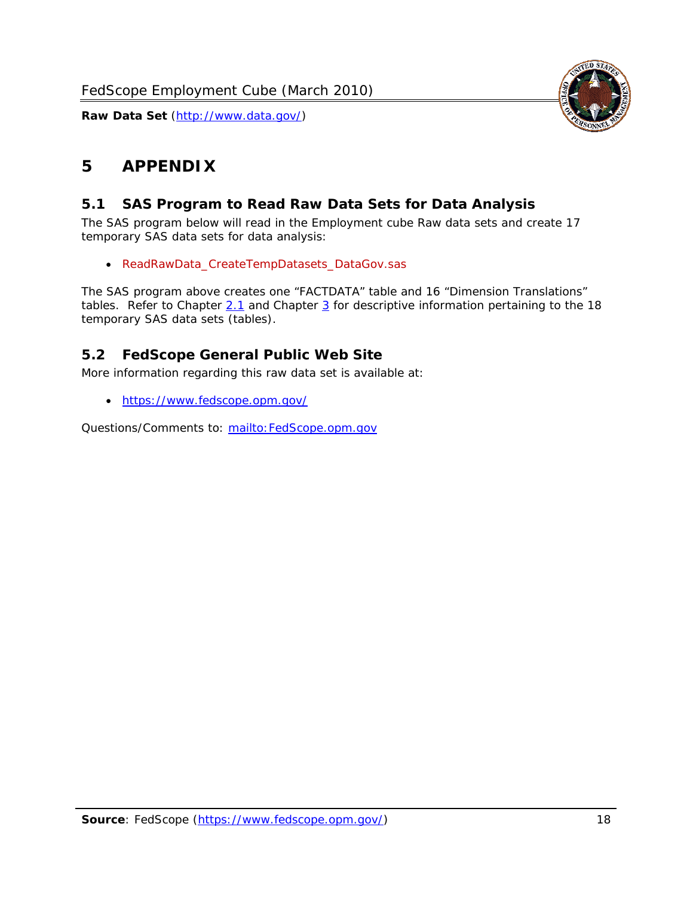# 5 APPENDIX

## 5.1 SAS Program to Read Raw Data Sets for Data Analysis

The SAS program below will read in the Employment cube Raw data sets and create 17 temporary SAS data sets for data analysis:

- ReadRawData_CreateTempDatasets_DataGov.sas

The SAS program above creates one "FACTDATA" table and 16 "Dimension Translations" tables. Refer to Chapter 2.1 and Chapter 3 for descriptive information pertaining to the 18 temporary SAS data sets (tables).

## 5.2 FedScope General Public Web Site

More information regarding this raw data set is available at:

- https://www.fedscope.opm.gov/

Questions/Comments to: mailto:FedScope.opm.gov